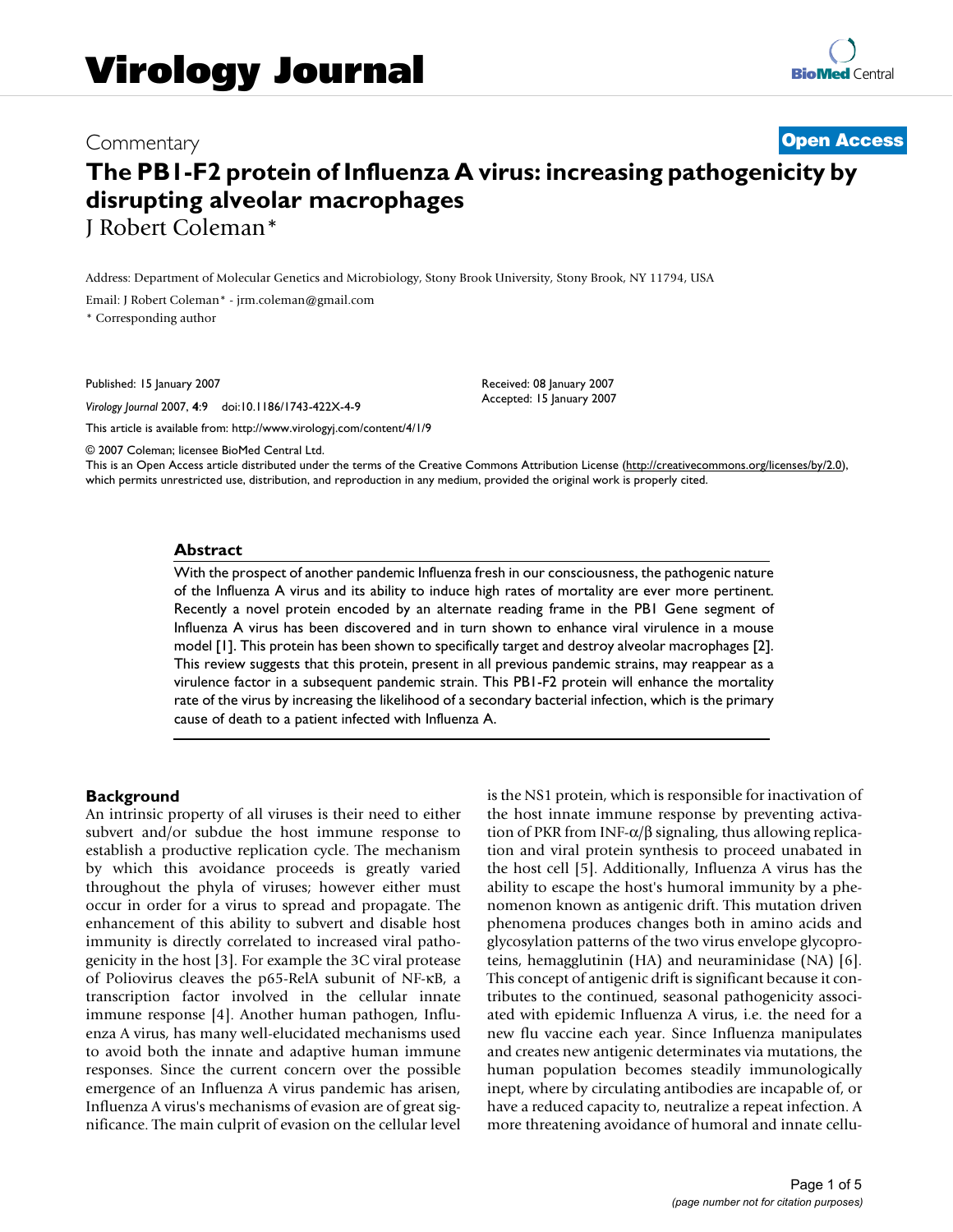# Virology Journal

Commentary **Open Access**

# The PB1-F2 protein of Influenza A virus: increasing pathogenicity by disrupting alveolar macrophages

J Robert Coleman*

Address: Department of Molecular Genetics and Microbiology, Stony Brook University, Stony Brook, NY 11794, USA

Email: J Robert Coleman* - jrm.coleman@gmail.com

* Corresponding author

Published: 15 January 2007

*Virology Journal* 2007, **4**:9 doi:10.1186/1743-422X-4-9

Received: 08 January 2007
Accepted: 15 January 2007

This article is available from: http://www.virologyj.com/content/4/1/9

© 2007 Coleman; licensee BioMed Central Ltd.
This is an Open Access article distributed under the terms of the Creative Commons Attribution License (http://creativecommons.org/licenses/by/2.0), which permits unrestricted use, distribution, and reproduction in any medium, provided the original work is properly cited.

## Abstract

With the prospect of another pandemic Influenza fresh in our consciousness, the pathogenic nature of the Influenza A virus and its ability to induce high rates of mortality are ever more pertinent. Recently a novel protein encoded by an alternate reading frame in the PB1 Gene segment of Influenza A virus has been discovered and in turn shown to enhance viral virulence in a mouse model [1]. This protein has been shown to specifically target and destroy alveolar macrophages [2]. This review suggests that this protein, present in all previous pandemic strains, may reappear as a virulence factor in a subsequent pandemic strain. This PB1-F2 protein will enhance the mortality rate of the virus by increasing the likelihood of a secondary bacterial infection, which is the primary cause of death to a patient infected with Influenza A.

## Background

An intrinsic property of all viruses is their need to either subvert and/or subdue the host immune response to establish a productive replication cycle. The mechanism by which this avoidance proceeds is greatly varied throughout the phyla of viruses; however either must occur in order for a virus to spread and propagate. The enhancement of this ability to subvert and disable host immunity is directly correlated to increased viral pathogenicity in the host [3]. For example the 3C viral protease of Poliovirus cleaves the p65-RelA subunit of NF-κB, a transcription factor involved in the cellular innate immune response [4]. Another human pathogen, Influenza A virus, has many well-elucidated mechanisms used to avoid both the innate and adaptive human immune responses. Since the current concern over the possible emergence of an Influenza A virus pandemic has arisen, Influenza A virus's mechanisms of evasion are of great significance. The main culprit of evasion on the cellular level is the NS1 protein, which is responsible for inactivation of the host innate immune response by preventing activation of PKR from INF-α/β signaling, thus allowing replication and viral protein synthesis to proceed unabated in the host cell [5]. Additionally, Influenza A virus has the ability to escape the host's humoral immunity by a phenomenon known as antigenic drift. This mutation driven phenomena produces changes both in amino acids and glycosylation patterns of the two virus envelope glycoproteins, hemagglutinin (HA) and neuraminidase (NA) [6]. This concept of antigenic drift is significant because it contributes to the continued, seasonal pathogenicity associated with epidemic Influenza A virus, i.e. the need for a new flu vaccine each year. Since Influenza manipulates and creates new antigenic determinates via mutations, the human population becomes steadily immunologically inept, where by circulating antibodies are incapable of, or have a reduced capacity to, neutralize a repeat infection. A more threatening avoidance of humoral and innate cellu-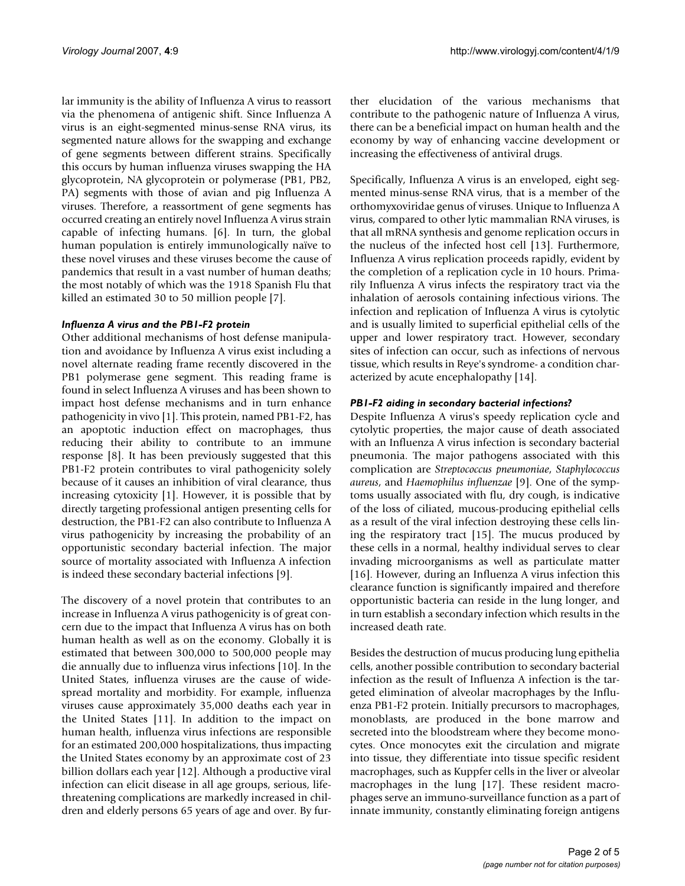lar immunity is the ability of Influenza A virus to reassort via the phenomena of antigenic shift. Since Influenza A virus is an eight-segmented minus-sense RNA virus, its segmented nature allows for the swapping and exchange of gene segments between different strains. Specifically this occurs by human influenza viruses swapping the HA glycoprotein, NA glycoprotein or polymerase (PB1, PB2, PA) segments with those of avian and pig Influenza A viruses. Therefore, a reassortment of gene segments has occurred creating an entirely novel Influenza A virus strain capable of infecting humans. [6]. In turn, the global human population is entirely immunologically naïve to these novel viruses and these viruses become the cause of pandemics that result in a vast number of human deaths; the most notably of which was the 1918 Spanish Flu that killed an estimated 30 to 50 million people [7].

### *Influenza A virus and the PB1-F2 protein*

Other additional mechanisms of host defense manipulation and avoidance by Influenza A virus exist including a novel alternate reading frame recently discovered in the PB1 polymerase gene segment. This reading frame is found in select Influenza A viruses and has been shown to impact host defense mechanisms and in turn enhance pathogenicity in vivo [1]. This protein, named PB1-F2, has an apoptotic induction effect on macrophages, thus reducing their ability to contribute to an immune response [8]. It has been previously suggested that this PB1-F2 protein contributes to viral pathogenicity solely because of it causes an inhibition of viral clearance, thus increasing cytoxicity [1]. However, it is possible that by directly targeting professional antigen presenting cells for destruction, the PB1-F2 can also contribute to Influenza A virus pathogenicity by increasing the probability of an opportunistic secondary bacterial infection. The major source of mortality associated with Influenza A infection is indeed these secondary bacterial infections [9].

The discovery of a novel protein that contributes to an increase in Influenza A virus pathogenicity is of great concern due to the impact that Influenza A virus has on both human health as well as on the economy. Globally it is estimated that between 300,000 to 500,000 people may die annually due to influenza virus infections [10]. In the United States, influenza viruses are the cause of widespread mortality and morbidity. For example, influenza viruses cause approximately 35,000 deaths each year in the United States [11]. In addition to the impact on human health, influenza virus infections are responsible for an estimated 200,000 hospitalizations, thus impacting the United States economy by an approximate cost of 23 billion dollars each year [12]. Although a productive viral infection can elicit disease in all age groups, serious, life-threatening complications are markedly increased in children and elderly persons 65 years of age and over. By further elucidation of the various mechanisms that contribute to the pathogenic nature of Influenza A virus, there can be a beneficial impact on human health and the economy by way of enhancing vaccine development or increasing the effectiveness of antiviral drugs.

Specifically, Influenza A virus is an enveloped, eight segmented minus-sense RNA virus, that is a member of the orthomyxoviridae genus of viruses. Unique to Influenza A virus, compared to other lytic mammalian RNA viruses, is that all mRNA synthesis and genome replication occurs in the nucleus of the infected host cell [13]. Furthermore, Influenza A virus replication proceeds rapidly, evident by the completion of a replication cycle in 10 hours. Primarily Influenza A virus infects the respiratory tract via the inhalation of aerosols containing infectious virions. The infection and replication of Influenza A virus is cytolytic and is usually limited to superficial epithelial cells of the upper and lower respiratory tract. However, secondary sites of infection can occur, such as infections of nervous tissue, which results in Reye's syndrome- a condition characterized by acute encephalopathy [14].

### *PB1-F2 aiding in secondary bacterial infections?*

Despite Influenza A virus's speedy replication cycle and cytolytic properties, the major cause of death associated with an Influenza A virus infection is secondary bacterial pneumonia. The major pathogens associated with this complication are *Streptococcus pneumoniae*, *Staphylococcus aureus*, and *Haemophilus influenzae* [9]. One of the symptoms usually associated with flu, dry cough, is indicative of the loss of ciliated, mucous-producing epithelial cells as a result of the viral infection destroying these cells lining the respiratory tract [15]. The mucus produced by these cells in a normal, healthy individual serves to clear invading microorganisms as well as particulate matter [16]. However, during an Influenza A virus infection this clearance function is significantly impaired and therefore opportunistic bacteria can reside in the lung longer, and in turn establish a secondary infection which results in the increased death rate.

Besides the destruction of mucus producing lung epithelia cells, another possible contribution to secondary bacterial infection as the result of Influenza A infection is the targeted elimination of alveolar macrophages by the Influenza PB1-F2 protein. Initially precursors to macrophages, monoblasts, are produced in the bone marrow and secreted into the bloodstream where they become monocytes. Once monocytes exit the circulation and migrate into tissue, they differentiate into tissue specific resident macrophages, such as Kuppfer cells in the liver or alveolar macrophages in the lung [17]. These resident macrophages serve an immuno-surveillance function as a part of innate immunity, constantly eliminating foreign antigens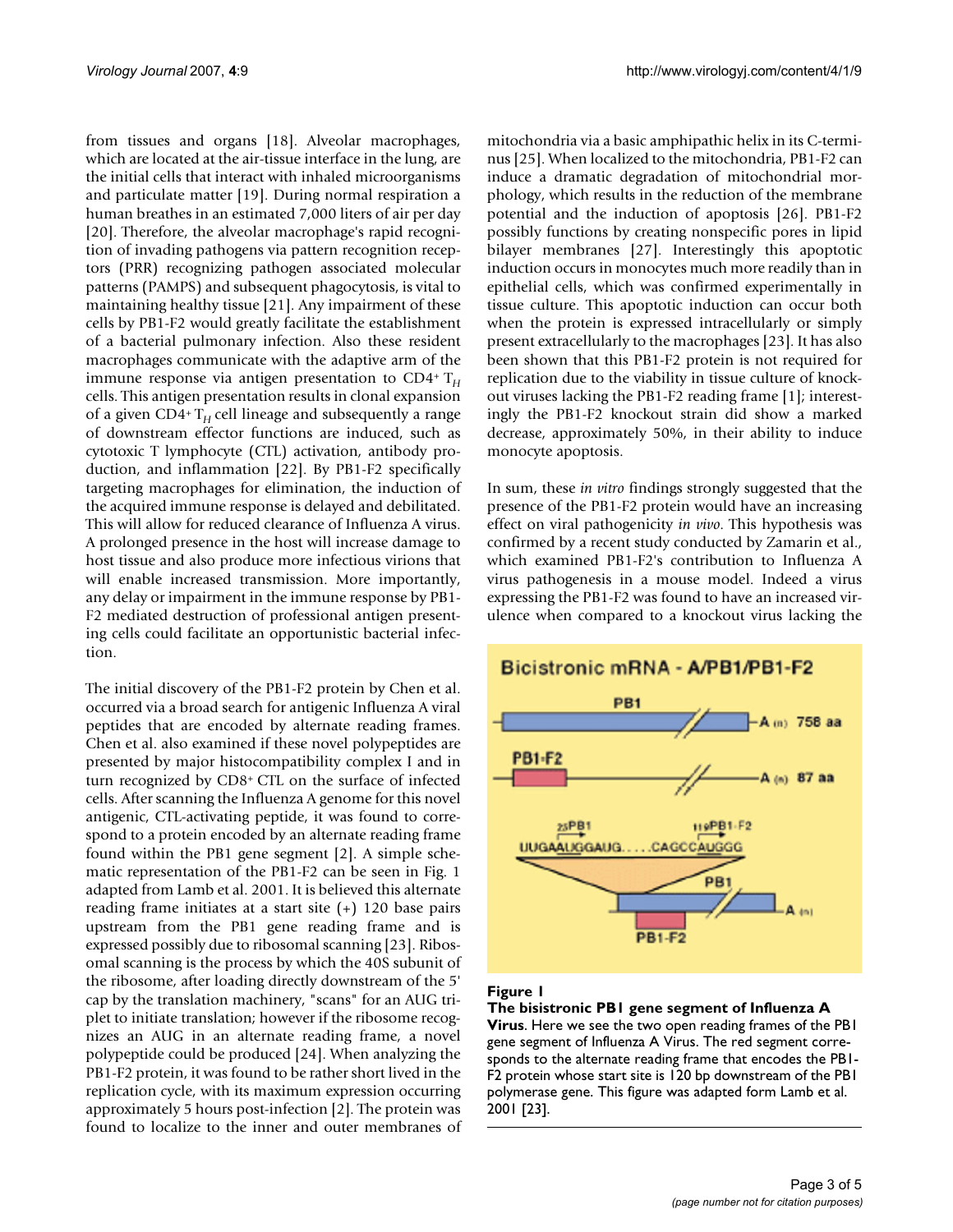from tissues and organs [18]. Alveolar macrophages, which are located at the air-tissue interface in the lung, are the initial cells that interact with inhaled microorganisms and particulate matter [19]. During normal respiration a human breathes in an estimated 7,000 liters of air per day [20]. Therefore, the alveolar macrophage's rapid recognition of invading pathogens via pattern recognition receptors (PRR) recognizing pathogen associated molecular patterns (PAMPS) and subsequent phagocytosis, is vital to maintaining healthy tissue [21]. Any impairment of these cells by PB1-F2 would greatly facilitate the establishment of a bacterial pulmonary infection. Also these resident macrophages communicate with the adaptive arm of the immune response via antigen presentation to CD4+ $T_H$ cells. This antigen presentation results in clonal expansion of a given CD4+ $T_H$ cell lineage and subsequently a range of downstream effector functions are induced, such as cytotoxic T lymphocyte (CTL) activation, antibody production, and inflammation [22]. By PB1-F2 specifically targeting macrophages for elimination, the induction of the acquired immune response is delayed and debilitated. This will allow for reduced clearance of Influenza A virus. A prolonged presence in the host will increase damage to host tissue and also produce more infectious virions that will enable increased transmission. More importantly, any delay or impairment in the immune response by PB1-F2 mediated destruction of professional antigen presenting cells could facilitate an opportunistic bacterial infection.

The initial discovery of the PB1-F2 protein by Chen et al. occurred via a broad search for antigenic Influenza A viral peptides that are encoded by alternate reading frames. Chen et al. also examined if these novel polypeptides are presented by major histocompatibility complex I and in turn recognized by CD8+ CTL on the surface of infected cells. After scanning the Influenza A genome for this novel antigenic, CTL-activating peptide, it was found to correspond to a protein encoded by an alternate reading frame found within the PB1 gene segment [2]. A simple schematic representation of the PB1-F2 can be seen in Fig. 1 adapted from Lamb et al. 2001. It is believed this alternate reading frame initiates at a start site (+) 120 base pairs upstream from the PB1 gene reading frame and is expressed possibly due to ribosomal scanning [23]. Ribosomal scanning is the process by which the 40S subunit of the ribosome, after loading directly downstream of the 5' cap by the translation machinery, "scans" for an AUG triplet to initiate translation; however if the ribosome recognizes an AUG in an alternate reading frame, a novel polypeptide could be produced [24]. When analyzing the PB1-F2 protein, it was found to be rather short lived in the replication cycle, with its maximum expression occurring approximately 5 hours post-infection [2]. The protein was found to localize to the inner and outer membranes of mitochondria via a basic amphipathic helix in its C-terminus [25]. When localized to the mitochondria, PB1-F2 can induce a dramatic degradation of mitochondrial morphology, which results in the reduction of the membrane potential and the induction of apoptosis [26]. PB1-F2 possibly functions by creating nonspecific pores in lipid bilayer membranes [27]. Interestingly this apoptotic induction occurs in monocytes much more readily than in epithelial cells, which was confirmed experimentally in tissue culture. This apoptotic induction can occur both when the protein is expressed intracellularly or simply present extracellularly to the macrophages [23]. It has also been shown that this PB1-F2 protein is not required for replication due to the viability in tissue culture of knockout viruses lacking the PB1-F2 reading frame [1]; interestingly the PB1-F2 knockout strain did show a marked decrease, approximately 50%, in their ability to induce monocyte apoptosis.

In sum, these *in vitro* findings strongly suggested that the presence of the PB1-F2 protein would have an increasing effect on viral pathogenicity *in vivo*. This hypothesis was confirmed by a recent study conducted by Zamarin et al., which examined PB1-F2's contribution to Influenza A virus pathogenesis in a mouse model. Indeed a virus expressing the PB1-F2 was found to have an increased virulence when compared to a knockout virus lacking the

**Figure 1**
**The bisistronic PB1 gene segment of Influenza A Virus**. Here we see the two open reading frames of the PB1 gene segment of Influenza A Virus. The red segment corresponds to the alternate reading frame that encodes the PB1-F2 protein whose start site is 120 bp downstream of the PB1 polymerase gene. This figure was adapted form Lamb et al. 2001 [23].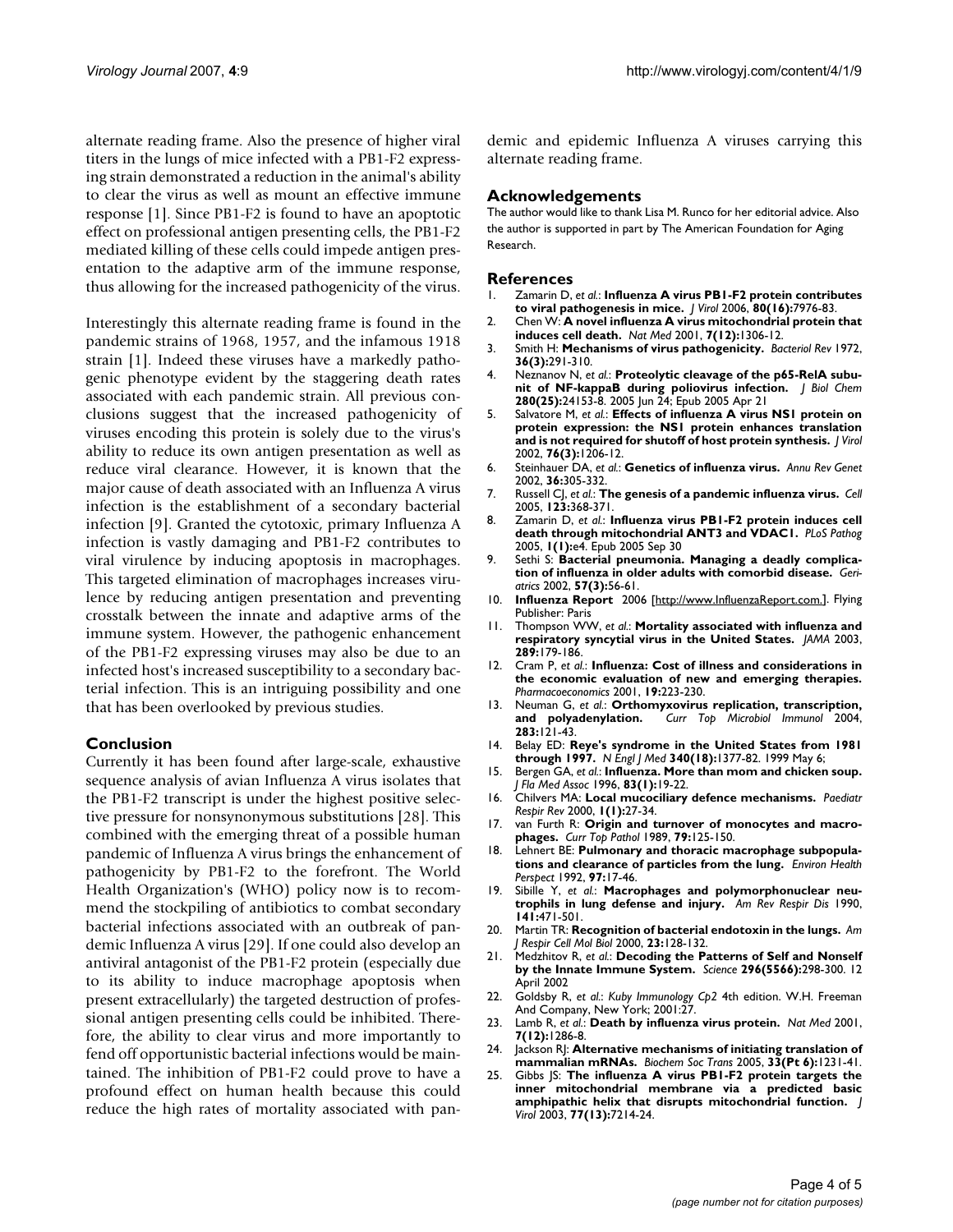alternate reading frame. Also the presence of higher viral titers in the lungs of mice infected with a PB1-F2 expressing strain demonstrated a reduction in the animal's ability to clear the virus as well as mount an effective immune response [1]. Since PB1-F2 is found to have an apoptotic effect on professional antigen presenting cells, the PB1-F2 mediated killing of these cells could impede antigen presentation to the adaptive arm of the immune response, thus allowing for the increased pathogenicity of the virus.

Interestingly this alternate reading frame is found in the pandemic strains of 1968, 1957, and the infamous 1918 strain [1]. Indeed these viruses have a markedly pathogenic phenotype evident by the staggering death rates associated with each pandemic strain. All previous conclusions suggest that the increased pathogenicity of viruses encoding this protein is solely due to the virus's ability to reduce its own antigen presentation as well as reduce viral clearance. However, it is known that the major cause of death associated with an Influenza A virus infection is the establishment of a secondary bacterial infection [9]. Granted the cytotoxic, primary Influenza A infection is vastly damaging and PB1-F2 contributes to viral virulence by inducing apoptosis in macrophages. This targeted elimination of macrophages increases virulence by reducing antigen presentation and preventing crosstalk between the innate and adaptive arms of the immune system. However, the pathogenic enhancement of the PB1-F2 expressing viruses may also be due to an infected host's increased susceptibility to a secondary bacterial infection. This is an intriguing possibility and one that has been overlooked by previous studies.

## Conclusion

Currently it has been found after large-scale, exhaustive sequence analysis of avian Influenza A virus isolates that the PB1-F2 transcript is under the highest positive selective pressure for nonsynonymous substitutions [28]. This combined with the emerging threat of a possible human pandemic of Influenza A virus brings the enhancement of pathogenicity by PB1-F2 to the forefront. The World Health Organization's (WHO) policy now is to recommend the stockpiling of antibiotics to combat secondary bacterial infections associated with an outbreak of pandemic Influenza A virus [29]. If one could also develop an antiviral antagonist of the PB1-F2 protein (especially due to its ability to induce macrophage apoptosis when present extracellularly) the targeted destruction of professional antigen presenting cells could be inhibited. Therefore, the ability to clear virus and more importantly to fend off opportunistic bacterial infections would be maintained. The inhibition of PB1-F2 could prove to have a profound effect on human health because this could reduce the high rates of mortality associated with pandemic and epidemic Influenza A viruses carrying this alternate reading frame.

## Acknowledgements

The author would like to thank Lisa M. Runco for her editorial advice. Also the author is supported in part by The American Foundation for Aging Research.

## References

1. Zamarin D, *et al.*: **Influenza A virus PB1-F2 protein contributes to viral pathogenesis in mice.** *J Virol* 2006, **80(16):**7976-83.
2. Chen W: **A novel influenza A virus mitochondrial protein that induces cell death.** *Nat Med* 2001, **7(12):**1306-12.
3. Smith H: **Mechanisms of virus pathogenicity.** *Bacteriol Rev* 1972, **36(3):**291-310.
4. Neznanov N, *et al.*: **Proteolytic cleavage of the p65-RelA subunit of NF-kappaB during poliovirus infection.** *J Biol Chem* **280(25):**24153-8. 2005 Jun 24; Epub 2005 Apr 21
5. Salvatore M, *et al.*: **Effects of influenza A virus NS1 protein on protein expression: the NS1 protein enhances translation and is not required for shutoff of host protein synthesis.** *J Virol* 2002, **76(3):**1206-12.
6. Steinhauer DA, *et al.*: **Genetics of influenza virus.** *Annu Rev Genet* 2002, **36:**305-332.
7. Russell CJ, *et al.*: **The genesis of a pandemic influenza virus.** *Cell* 2005, **123:**368-371.
8. Zamarin D, *et al.*: **Influenza virus PB1-F2 protein induces cell death through mitochondrial ANT3 and VDAC1.** *PLoS Pathog* 2005, **1(1):**e4. Epub 2005 Sep 30
9. Sethi S: **Bacterial pneumonia. Managing a deadly complication of influenza in older adults with comorbid disease.** *Geriatrics* 2002, **57(3):**56-61.
10. **Influenza Report** 2006 [http://www.InfluenzaReport.com.]. Flying Publisher: Paris
11. Thompson WW, *et al.*: **Mortality associated with influenza and respiratory syncytial virus in the United States.** *JAMA* 2003, **289:**179-186.
12. Cram P, *et al.*: **Influenza: Cost of illness and considerations in the economic evaluation of new and emerging therapies.** *Pharmacoeconomics* 2001, **19:**223-230.
13. Neuman G, *et al.*: **Orthomyxovirus replication, transcription, and polyadenylation.** *Curr Top Microbiol Immunol* 2004, **283:**121-43.
14. Belay ED: **Reye's syndrome in the United States from 1981 through 1997.** *N Engl J Med* **340(18):**1377-82. 1999 May 6;
15. Bergen GA, *et al.*: **Influenza. More than mom and chicken soup.** *J Fla Med Assoc* 1996, **83(1):**19-22.
16. Chilvers MA: **Local mucociliary defence mechanisms.** *Paediatr Respir Rev* 2000, **1(1):**27-34.
17. van Furth R: **Origin and turnover of monocytes and macrophages.** *Curr Top Pathol* 1989, **79:**125-150.
18. Lehnert BE: **Pulmonary and thoracic macrophage subpopulations and clearance of particles from the lung.** *Environ Health Perspect* 1992, **97:**17-46.
19. Sibille Y, *et al.*: **Macrophages and polymorphonuclear neutrophils in lung defense and injury.** *Am Rev Respir Dis* 1990, **141:**471-501.
20. Martin TR: **Recognition of bacterial endotoxin in the lungs.** *Am J Respir Cell Mol Biol* 2000, **23:**128-132.
21. Medzhitov R, *et al.*: **Decoding the Patterns of Self and Nonself by the Innate Immune System.** *Science* **296(5566):**298-300. 12 April 2002
22. Goldsby R, *et al.*: *Kuby Immunology Cp2* 4th edition. W.H. Freeman And Company, New York; 2001:27.
23. Lamb R, *et al.*: **Death by influenza virus protein.** *Nat Med* 2001, **7(12):**1286-8.
24. Jackson RJ: **Alternative mechanisms of initiating translation of mammalian mRNAs.** *Biochem Soc Trans* 2005, **33(Pt 6):**1231-41.
25. Gibbs JS: **The influenza A virus PB1-F2 protein targets the inner mitochondrial membrane via a predicted basic amphipathic helix that disrupts mitochondrial function.** *J Virol* 2003, **77(13):**7214-24.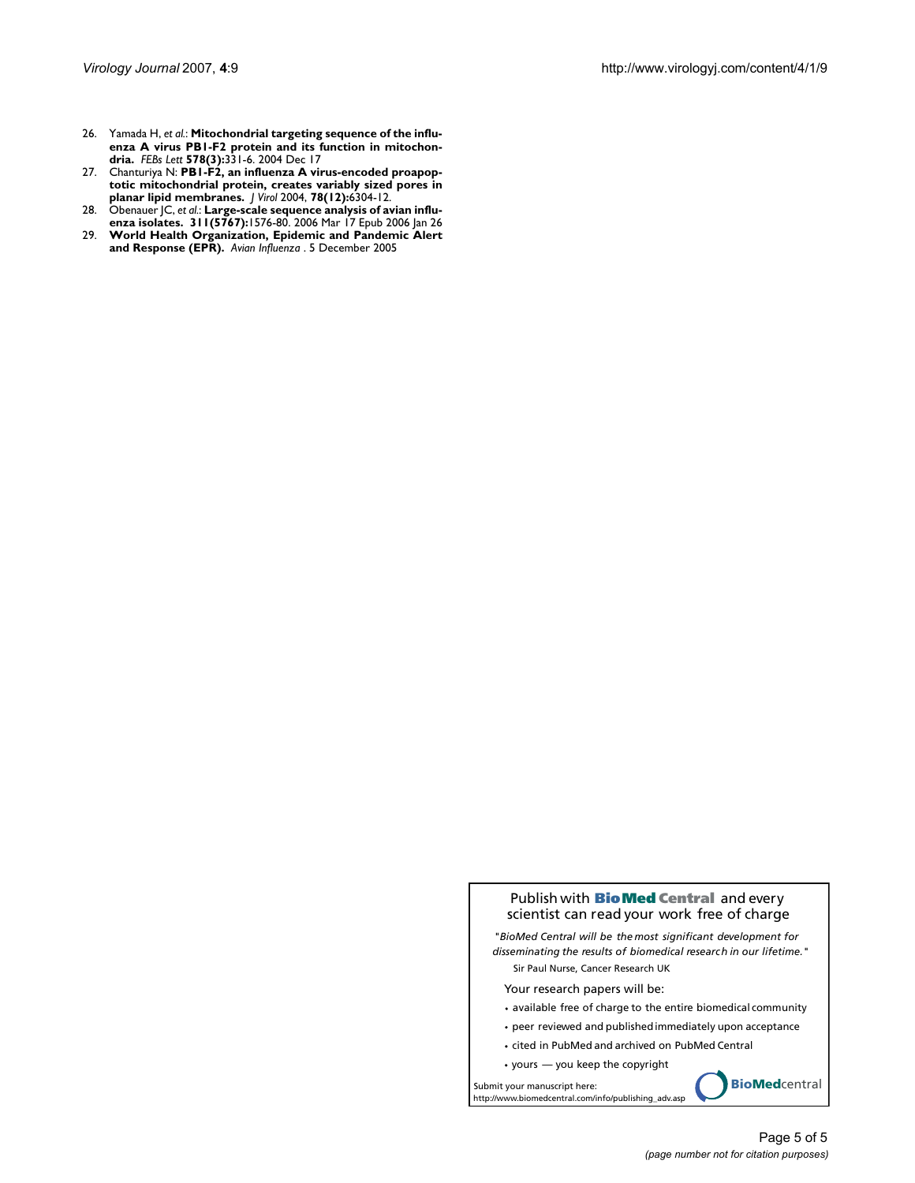26. Yamada H, *et al.*: **Mitochondrial targeting sequence of the influenza A virus PB1-F2 protein and its function in mitochondria.** *FEBs Lett* **578(3):**331-6. 2004 Dec 17
27. Chanturiya N: **PB1-F2, an influenza A virus-encoded proapoptotic mitochondrial protein, creates variably sized pores in planar lipid membranes.** *J Virol* 2004, **78(12):**6304-12.
28. Obenauer JC, *et al.*: **Large-scale sequence analysis of avian influenza isolates. 311(5767):**1576-80. 2006 Mar 17 Epub 2006 Jan 26
29. **World Health Organization, Epidemic and Pandemic Alert and Response (EPR).** *Avian Influenza* . 5 December 2005

Publish with **BioMed Central** and every scientist can read your work free of charge

*"BioMed Central will be the most significant development for disseminating the results of biomedical research in our lifetime."*
Sir Paul Nurse, Cancer Research UK

Your research papers will be:

- available free of charge to the entire biomedical community
- peer reviewed and published immediately upon acceptance
- cited in PubMed and archived on PubMed Central
- yours — you keep the copyright

Submit your manuscript here:
http://www.biomedcentral.com/info/publishing_adv.asp

**BioMed**central